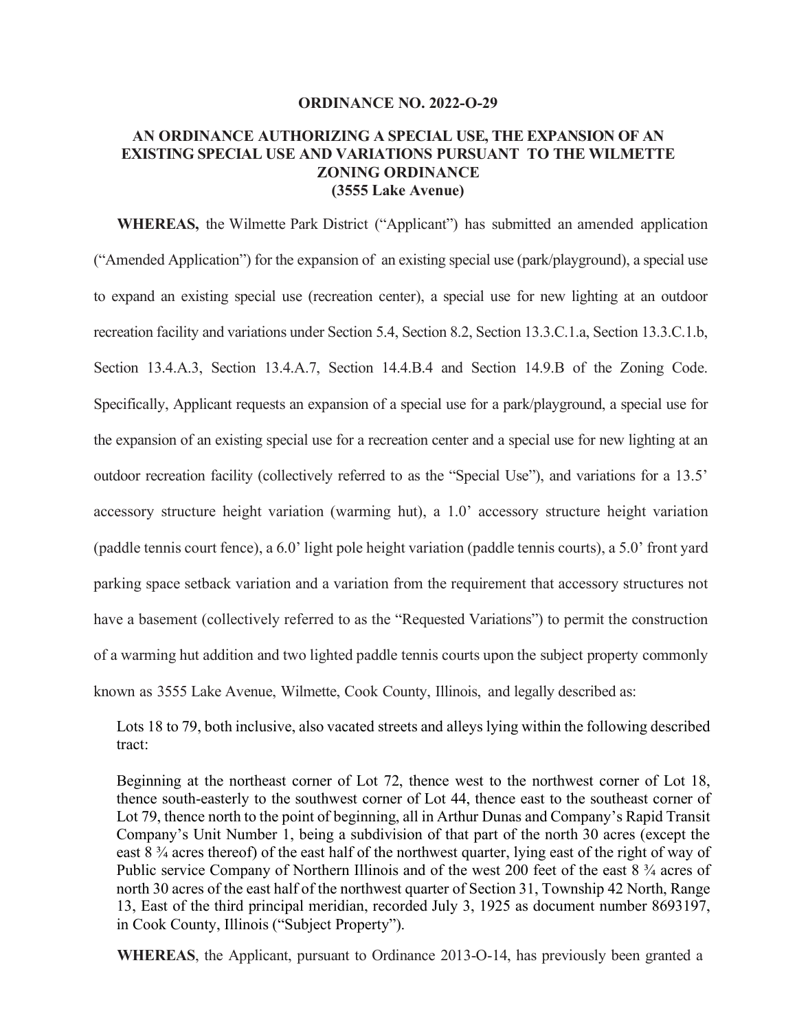**ORDINANCE NO. 2022-O-29**

**AN ORDINANCE AUTHORIZING A SPECIAL USE, THE EXPANSION OF AN EXISTING SPECIAL USE AND VARIATIONS PURSUANT TO THE WILMETTE ZONING ORDINANCE (3555 Lake Avenue)**

**WHEREAS,** the Wilmette Park District ("Applicant") has submitted an amended application ("Amended Application") for the expansion of an existing special use (park/playground), a special use to expand an existing special use (recreation center), a special use for new lighting at an outdoor recreation facility and variations under Section 5.4, Section 8.2, Section 13.3.C.1.a, Section 13.3.C.1.b, Section 13.4.A.3, Section 13.4.A.7, Section 14.4.B.4 and Section 14.9.B of the Zoning Code. Specifically, Applicant requests an expansion of a special use for a park/playground, a special use for the expansion of an existing special use for a recreation center and a special use for new lighting at an outdoor recreation facility (collectively referred to as the "Special Use"), and variations for a 13.5' accessory structure height variation (warming hut), a 1.0' accessory structure height variation (paddle tennis court fence), a 6.0' light pole height variation (paddle tennis courts), a 5.0' front yard parking space setback variation and a variation from the requirement that accessory structures not have a basement (collectively referred to as the "Requested Variations") to permit the construction of a warming hut addition and two lighted paddle tennis courts upon the subject property commonly known as 3555 Lake Avenue, Wilmette, Cook County, Illinois, and legally described as:

Lots 18 to 79, both inclusive, also vacated streets and alleys lying within the following described tract:

Beginning at the northeast corner of Lot 72, thence west to the northwest corner of Lot 18, thence south-easterly to the southwest corner of Lot 44, thence east to the southeast corner of Lot 79, thence north to the point of beginning, all in Arthur Dunas and Company's Rapid Transit Company's Unit Number 1, being a subdivision of that part of the north 30 acres (except the east 8 ¾ acres thereof) of the east half of the northwest quarter, lying east of the right of way of Public service Company of Northern Illinois and of the west 200 feet of the east 8 ¾ acres of north 30 acres of the east half of the northwest quarter of Section 31, Township 42 North, Range 13, East of the third principal meridian, recorded July 3, 1925 as document number 8693197, in Cook County, Illinois ("Subject Property").

**WHEREAS**, the Applicant, pursuant to Ordinance 2013-O-14, has previously been granted a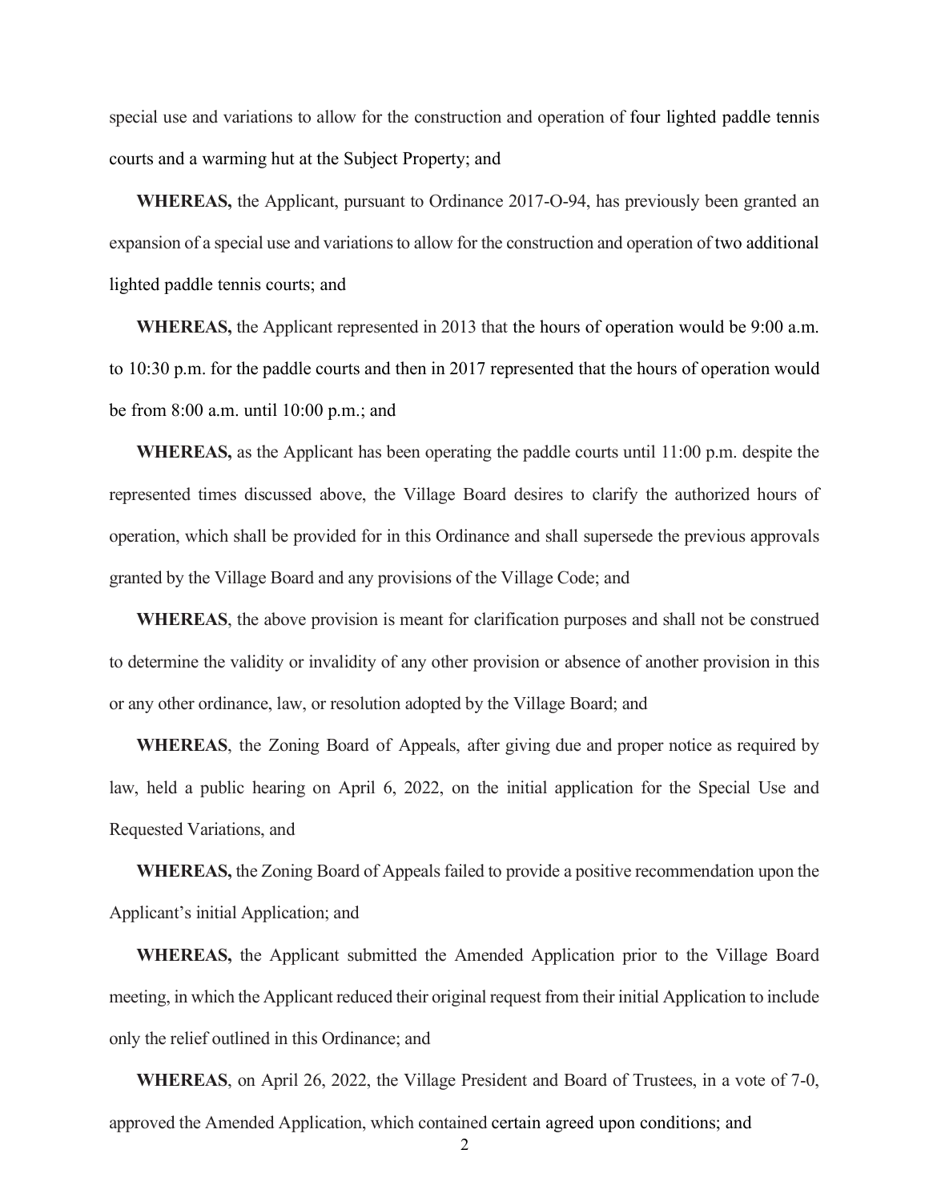special use and variations to allow for the construction and operation of four lighted paddle tennis courts and a warming hut at the Subject Property; and

**WHEREAS,** the Applicant, pursuant to Ordinance 2017-O-94, has previously been granted an expansion of a special use and variations to allow for the construction and operation of two additional lighted paddle tennis courts; and

**WHEREAS,** the Applicant represented in 2013 that the hours of operation would be 9:00 a.m. to 10:30 p.m. for the paddle courts and then in 2017 represented that the hours of operation would be from 8:00 a.m. until 10:00 p.m.; and

**WHEREAS,** as the Applicant has been operating the paddle courts until 11:00 p.m. despite the represented times discussed above, the Village Board desires to clarify the authorized hours of operation, which shall be provided for in this Ordinance and shall supersede the previous approvals granted by the Village Board and any provisions of the Village Code; and

**WHEREAS**, the above provision is meant for clarification purposes and shall not be construed to determine the validity or invalidity of any other provision or absence of another provision in this or any other ordinance, law, or resolution adopted by the Village Board; and

**WHEREAS**, the Zoning Board of Appeals, after giving due and proper notice as required by law, held a public hearing on April 6, 2022, on the initial application for the Special Use and Requested Variations, and

**WHEREAS,** the Zoning Board of Appeals failed to provide a positive recommendation upon the Applicant's initial Application; and

**WHEREAS,** the Applicant submitted the Amended Application prior to the Village Board meeting, in which the Applicant reduced their original request from their initial Application to include only the relief outlined in this Ordinance; and

**WHEREAS**, on April 26, 2022, the Village President and Board of Trustees, in a vote of 7-0, approved the Amended Application, which contained certain agreed upon conditions; and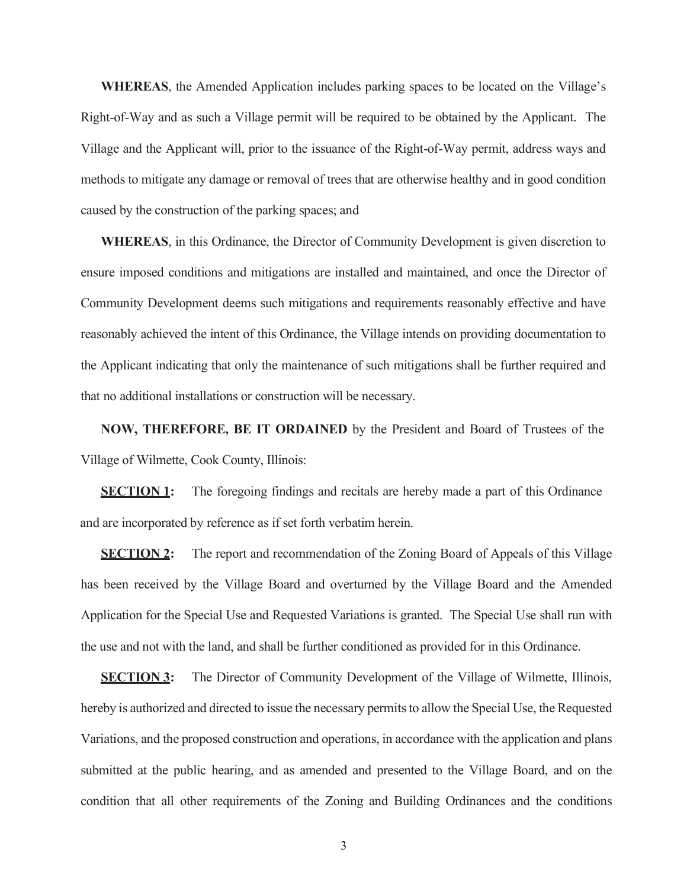**WHEREAS**, the Amended Application includes parking spaces to be located on the Village's Right-of-Way and as such a Village permit will be required to be obtained by the Applicant. The Village and the Applicant will, prior to the issuance of the Right-of-Way permit, address ways and methods to mitigate any damage or removal of trees that are otherwise healthy and in good condition caused by the construction of the parking spaces; and

**WHEREAS**, in this Ordinance, the Director of Community Development is given discretion to ensure imposed conditions and mitigations are installed and maintained, and once the Director of Community Development deems such mitigations and requirements reasonably effective and have reasonably achieved the intent of this Ordinance, the Village intends on providing documentation to the Applicant indicating that only the maintenance of such mitigations shall be further required and that no additional installations or construction will be necessary.

**NOW, THEREFORE, BE IT ORDAINED** by the President and Board of Trustees of the Village of Wilmette, Cook County, Illinois:

**SECTION 1:** The foregoing findings and recitals are hereby made a part of this Ordinance and are incorporated by reference as if set forth verbatim herein.

**SECTION 2:** The report and recommendation of the Zoning Board of Appeals of this Village has been received by the Village Board and overturned by the Village Board and the Amended Application for the Special Use and Requested Variations is granted. The Special Use shall run with the use and not with the land, and shall be further conditioned as provided for in this Ordinance.

**SECTION 3:** The Director of Community Development of the Village of Wilmette, Illinois, hereby is authorized and directed to issue the necessary permits to allow the Special Use, the Requested Variations, and the proposed construction and operations, in accordance with the application and plans submitted at the public hearing, and as amended and presented to the Village Board, and on the condition that all other requirements of the Zoning and Building Ordinances and the conditions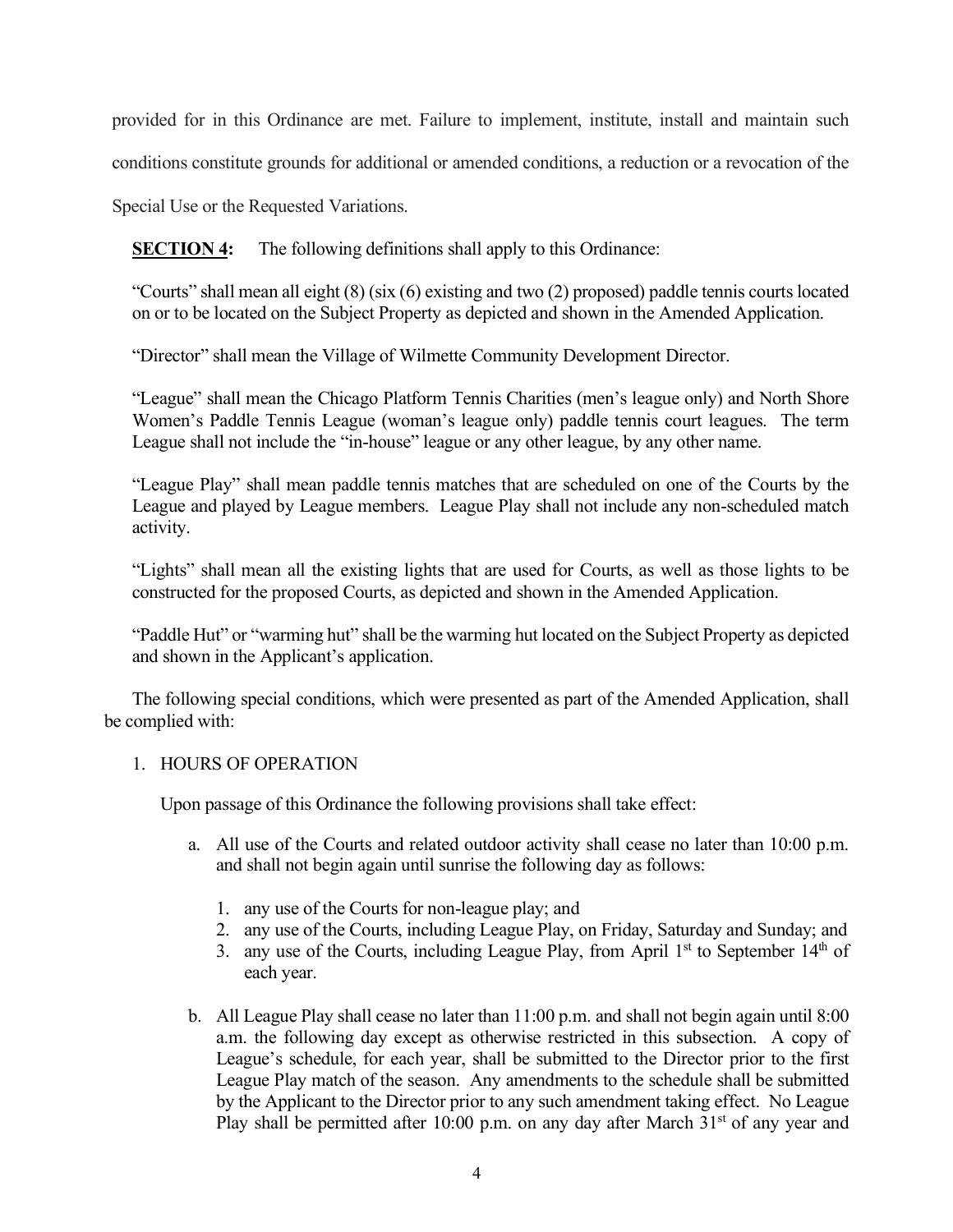provided for in this Ordinance are met. Failure to implement, institute, install and maintain such conditions constitute grounds for additional or amended conditions, a reduction or a revocation of the Special Use or the Requested Variations.

**SECTION 4:** The following definitions shall apply to this Ordinance:

"Courts" shall mean all eight (8) (six (6) existing and two (2) proposed) paddle tennis courts located on or to be located on the Subject Property as depicted and shown in the Amended Application.

"Director" shall mean the Village of Wilmette Community Development Director.

"League" shall mean the Chicago Platform Tennis Charities (men's league only) and North Shore Women's Paddle Tennis League (woman's league only) paddle tennis court leagues. The term League shall not include the "in-house" league or any other league, by any other name.

"League Play" shall mean paddle tennis matches that are scheduled on one of the Courts by the League and played by League members. League Play shall not include any non-scheduled match activity.

"Lights" shall mean all the existing lights that are used for Courts, as well as those lights to be constructed for the proposed Courts, as depicted and shown in the Amended Application.

"Paddle Hut" or "warming hut" shall be the warming hut located on the Subject Property as depicted and shown in the Applicant's application.

The following special conditions, which were presented as part of the Amended Application, shall be complied with:

1. HOURS OF OPERATION

   Upon passage of this Ordinance the following provisions shall take effect:

   a. All use of the Courts and related outdoor activity shall cease no later than 10:00 p.m. and shall not begin again until sunrise the following day as follows:

      1. any use of the Courts for non-league play; and
      2. any use of the Courts, including League Play, on Friday, Saturday and Sunday; and
      3. any use of the Courts, including League Play, from April 1st to September 14th of each year.

   b. All League Play shall cease no later than 11:00 p.m. and shall not begin again until 8:00 a.m. the following day except as otherwise restricted in this subsection. A copy of League's schedule, for each year, shall be submitted to the Director prior to the first League Play match of the season. Any amendments to the schedule shall be submitted by the Applicant to the Director prior to any such amendment taking effect. No League Play shall be permitted after 10:00 p.m. on any day after March 31st of any year and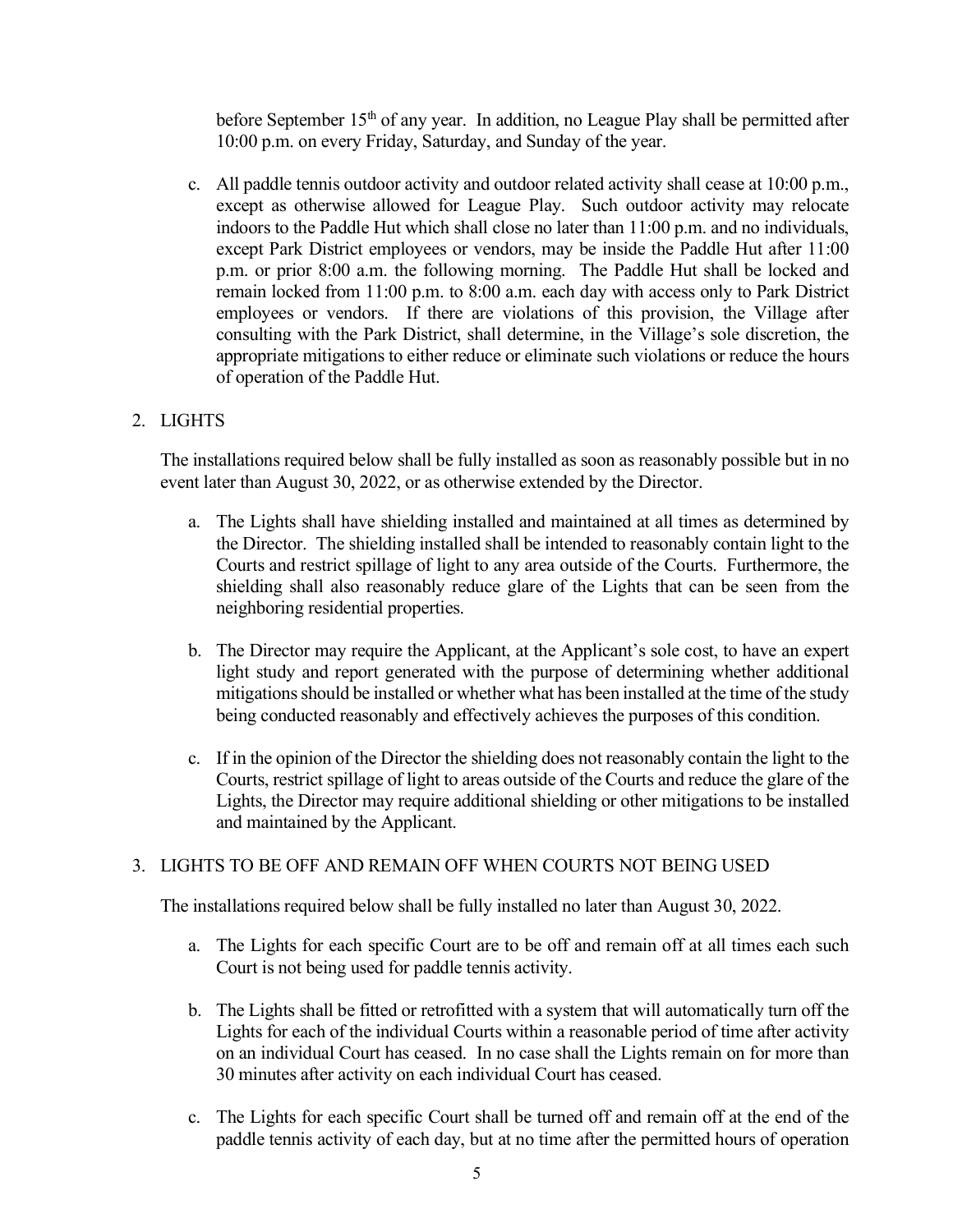before September 15th of any year. In addition, no League Play shall be permitted after 10:00 p.m. on every Friday, Saturday, and Sunday of the year.

c. All paddle tennis outdoor activity and outdoor related activity shall cease at 10:00 p.m., except as otherwise allowed for League Play. Such outdoor activity may relocate indoors to the Paddle Hut which shall close no later than 11:00 p.m. and no individuals, except Park District employees or vendors, may be inside the Paddle Hut after 11:00 p.m. or prior 8:00 a.m. the following morning. The Paddle Hut shall be locked and remain locked from 11:00 p.m. to 8:00 a.m. each day with access only to Park District employees or vendors. If there are violations of this provision, the Village after consulting with the Park District, shall determine, in the Village's sole discretion, the appropriate mitigations to either reduce or eliminate such violations or reduce the hours of operation of the Paddle Hut.

2. LIGHTS

The installations required below shall be fully installed as soon as reasonably possible but in no event later than August 30, 2022, or as otherwise extended by the Director.

a. The Lights shall have shielding installed and maintained at all times as determined by the Director. The shielding installed shall be intended to reasonably contain light to the Courts and restrict spillage of light to any area outside of the Courts. Furthermore, the shielding shall also reasonably reduce glare of the Lights that can be seen from the neighboring residential properties.

b. The Director may require the Applicant, at the Applicant's sole cost, to have an expert light study and report generated with the purpose of determining whether additional mitigations should be installed or whether what has been installed at the time of the study being conducted reasonably and effectively achieves the purposes of this condition.

c. If in the opinion of the Director the shielding does not reasonably contain the light to the Courts, restrict spillage of light to areas outside of the Courts and reduce the glare of the Lights, the Director may require additional shielding or other mitigations to be installed and maintained by the Applicant.

3. LIGHTS TO BE OFF AND REMAIN OFF WHEN COURTS NOT BEING USED

The installations required below shall be fully installed no later than August 30, 2022.

a. The Lights for each specific Court are to be off and remain off at all times each such Court is not being used for paddle tennis activity.

b. The Lights shall be fitted or retrofitted with a system that will automatically turn off the Lights for each of the individual Courts within a reasonable period of time after activity on an individual Court has ceased. In no case shall the Lights remain on for more than 30 minutes after activity on each individual Court has ceased.

c. The Lights for each specific Court shall be turned off and remain off at the end of the paddle tennis activity of each day, but at no time after the permitted hours of operation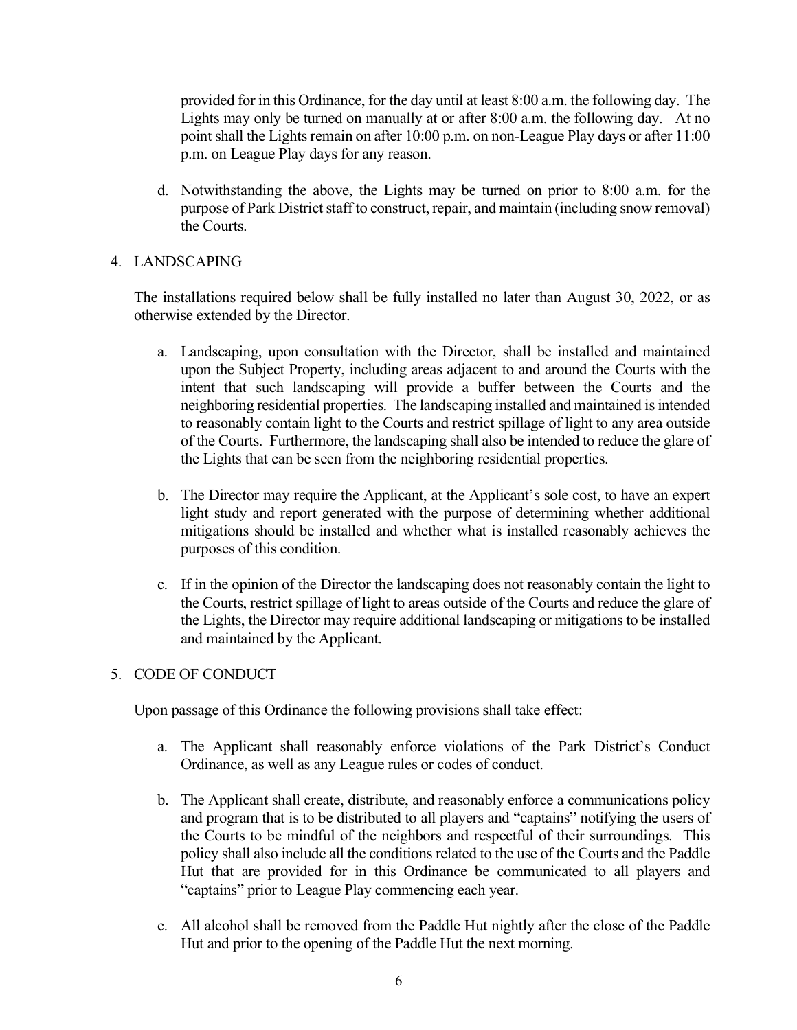provided for in this Ordinance, for the day until at least 8:00 a.m. the following day. The Lights may only be turned on manually at or after 8:00 a.m. the following day. At no point shall the Lights remain on after 10:00 p.m. on non-League Play days or after 11:00 p.m. on League Play days for any reason.

d. Notwithstanding the above, the Lights may be turned on prior to 8:00 a.m. for the purpose of Park District staff to construct, repair, and maintain (including snow removal) the Courts.

4. LANDSCAPING

The installations required below shall be fully installed no later than August 30, 2022, or as otherwise extended by the Director.

a. Landscaping, upon consultation with the Director, shall be installed and maintained upon the Subject Property, including areas adjacent to and around the Courts with the intent that such landscaping will provide a buffer between the Courts and the neighboring residential properties. The landscaping installed and maintained is intended to reasonably contain light to the Courts and restrict spillage of light to any area outside of the Courts. Furthermore, the landscaping shall also be intended to reduce the glare of the Lights that can be seen from the neighboring residential properties.

b. The Director may require the Applicant, at the Applicant's sole cost, to have an expert light study and report generated with the purpose of determining whether additional mitigations should be installed and whether what is installed reasonably achieves the purposes of this condition.

c. If in the opinion of the Director the landscaping does not reasonably contain the light to the Courts, restrict spillage of light to areas outside of the Courts and reduce the glare of the Lights, the Director may require additional landscaping or mitigations to be installed and maintained by the Applicant.

5. CODE OF CONDUCT

Upon passage of this Ordinance the following provisions shall take effect:

a. The Applicant shall reasonably enforce violations of the Park District's Conduct Ordinance, as well as any League rules or codes of conduct.

b. The Applicant shall create, distribute, and reasonably enforce a communications policy and program that is to be distributed to all players and "captains" notifying the users of the Courts to be mindful of the neighbors and respectful of their surroundings. This policy shall also include all the conditions related to the use of the Courts and the Paddle Hut that are provided for in this Ordinance be communicated to all players and "captains" prior to League Play commencing each year.

c. All alcohol shall be removed from the Paddle Hut nightly after the close of the Paddle Hut and prior to the opening of the Paddle Hut the next morning.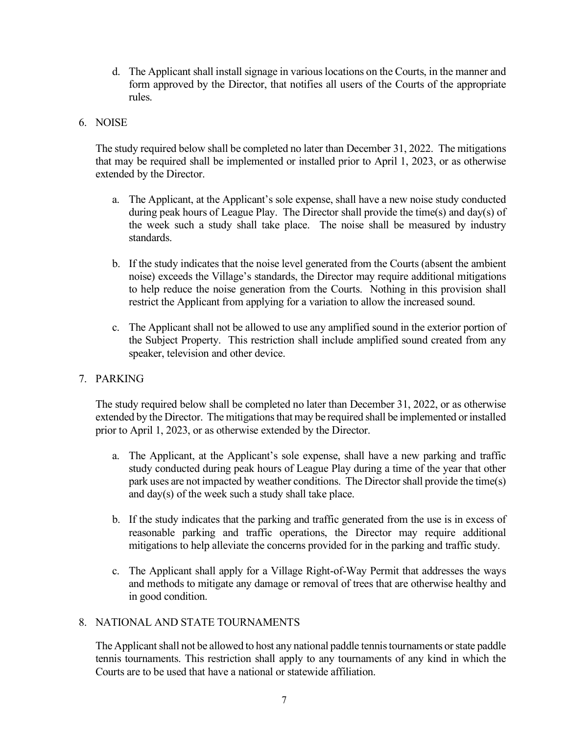d. The Applicant shall install signage in various locations on the Courts, in the manner and form approved by the Director, that notifies all users of the Courts of the appropriate rules.

6. NOISE

   The study required below shall be completed no later than December 31, 2022. The mitigations that may be required shall be implemented or installed prior to April 1, 2023, or as otherwise extended by the Director.

   a. The Applicant, at the Applicant's sole expense, shall have a new noise study conducted during peak hours of League Play. The Director shall provide the time(s) and day(s) of the week such a study shall take place. The noise shall be measured by industry standards.

   b. If the study indicates that the noise level generated from the Courts (absent the ambient noise) exceeds the Village's standards, the Director may require additional mitigations to help reduce the noise generation from the Courts. Nothing in this provision shall restrict the Applicant from applying for a variation to allow the increased sound.

   c. The Applicant shall not be allowed to use any amplified sound in the exterior portion of the Subject Property. This restriction shall include amplified sound created from any speaker, television and other device.

7. PARKING

   The study required below shall be completed no later than December 31, 2022, or as otherwise extended by the Director. The mitigations that may be required shall be implemented or installed prior to April 1, 2023, or as otherwise extended by the Director.

   a. The Applicant, at the Applicant's sole expense, shall have a new parking and traffic study conducted during peak hours of League Play during a time of the year that other park uses are not impacted by weather conditions. The Director shall provide the time(s) and day(s) of the week such a study shall take place.

   b. If the study indicates that the parking and traffic generated from the use is in excess of reasonable parking and traffic operations, the Director may require additional mitigations to help alleviate the concerns provided for in the parking and traffic study.

   c. The Applicant shall apply for a Village Right-of-Way Permit that addresses the ways and methods to mitigate any damage or removal of trees that are otherwise healthy and in good condition.

8. NATIONAL AND STATE TOURNAMENTS

   The Applicant shall not be allowed to host any national paddle tennis tournaments or state paddle tennis tournaments. This restriction shall apply to any tournaments of any kind in which the Courts are to be used that have a national or statewide affiliation.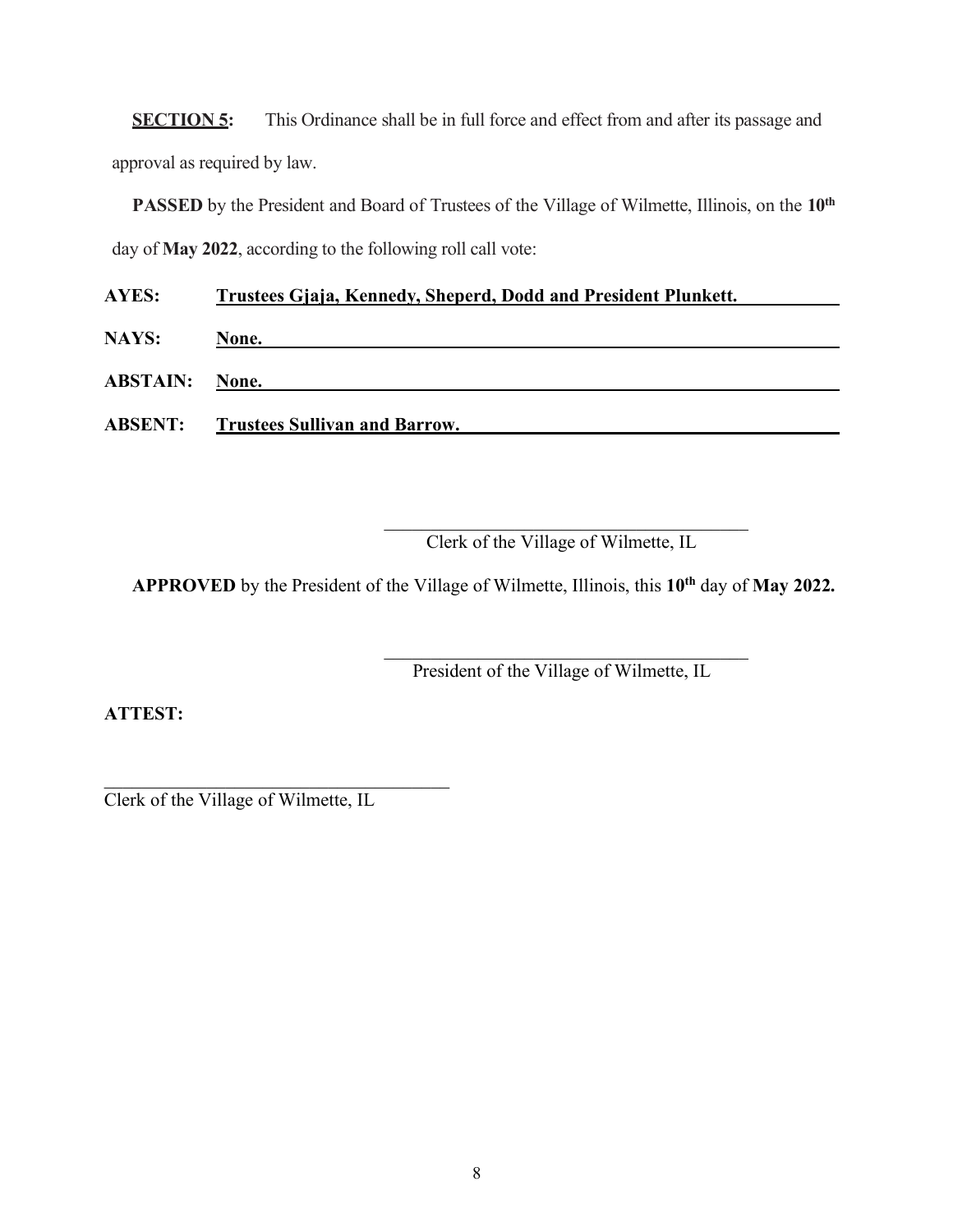**SECTION 5:** This Ordinance shall be in full force and effect from and after its passage and approval as required by law.

**PASSED** by the President and Board of Trustees of the Village of Wilmette, Illinois, on the **10th** day of **May 2022**, according to the following roll call vote:

**AYES:** **Trustees Gjaja, Kennedy, Sheperd, Dodd and President Plunkett.**

**NAYS:** **None.**

**ABSTAIN:** **None.**

**ABSENT:** **Trustees Sullivan and Barrow.**

\_\_\_\_\_\_\_\_\_\_\_\_\_\_\_\_\_\_\_\_\_\_\_\_\_\_\_\_\_\_\_\_\_\_\_\_\_\_\_\_
Clerk of the Village of Wilmette, IL

**APPROVED** by the President of the Village of Wilmette, Illinois, this **10th** day of **May 2022.**

\_\_\_\_\_\_\_\_\_\_\_\_\_\_\_\_\_\_\_\_\_\_\_\_\_\_\_\_\_\_\_\_\_\_\_\_\_\_\_\_
President of the Village of Wilmette, IL

**ATTEST:**

\_\_\_\_\_\_\_\_\_\_\_\_\_\_\_\_\_\_\_\_\_\_\_\_\_\_\_\_\_\_\_\_\_\_\_\_\_\_\_\_
Clerk of the Village of Wilmette, IL